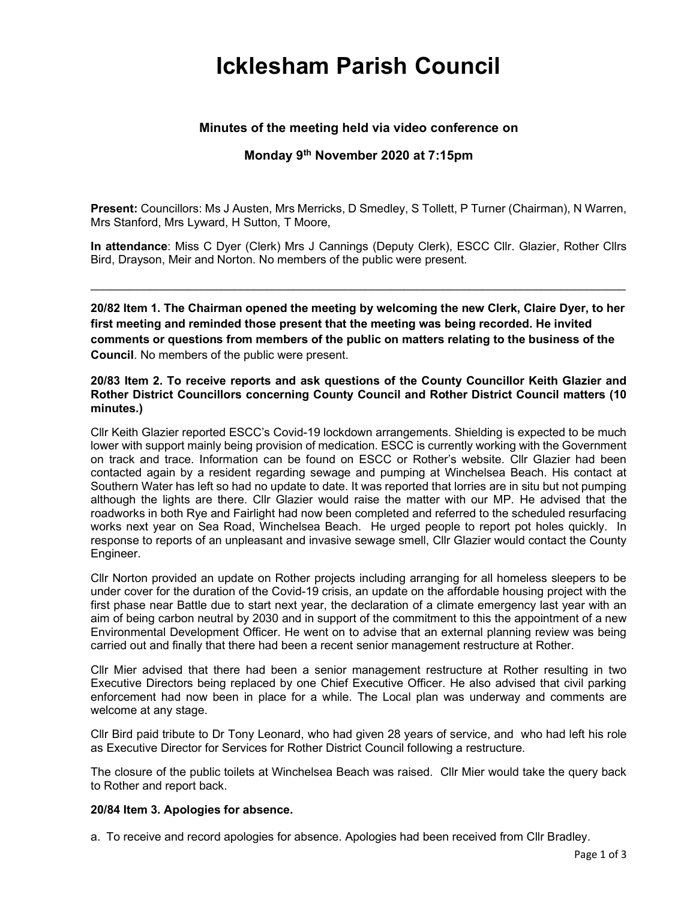# Icklesham Parish Council

**Minutes of the meeting held via video conference on**

**Monday 9th November 2020 at 7:15pm**

**Present:** Councillors: Ms J Austen, Mrs Merricks, D Smedley, S Tollett, P Turner (Chairman), N Warren, Mrs Stanford, Mrs Lyward, H Sutton, T Moore,

**In attendance**: Miss C Dyer (Clerk) Mrs J Cannings (Deputy Clerk), ESCC Cllr. Glazier, Rother Cllrs Bird, Drayson, Meir and Norton. No members of the public were present.

---

**20/82 Item 1. The Chairman opened the meeting by welcoming the new Clerk, Claire Dyer, to her first meeting and reminded those present that the meeting was being recorded. He invited comments or questions from members of the public on matters relating to the business of the Council**. No members of the public were present.

**20/83 Item 2. To receive reports and ask questions of the County Councillor Keith Glazier and Rother District Councillors concerning County Council and Rother District Council matters (10 minutes.)**

Cllr Keith Glazier reported ESCC's Covid-19 lockdown arrangements. Shielding is expected to be much lower with support mainly being provision of medication. ESCC is currently working with the Government on track and trace. Information can be found on ESCC or Rother's website. Cllr Glazier had been contacted again by a resident regarding sewage and pumping at Winchelsea Beach. His contact at Southern Water has left so had no update to date. It was reported that lorries are in situ but not pumping although the lights are there. Cllr Glazier would raise the matter with our MP. He advised that the roadworks in both Rye and Fairlight had now been completed and referred to the scheduled resurfacing works next year on Sea Road, Winchelsea Beach. He urged people to report pot holes quickly. In response to reports of an unpleasant and invasive sewage smell, Cllr Glazier would contact the County Engineer.

Cllr Norton provided an update on Rother projects including arranging for all homeless sleepers to be under cover for the duration of the Covid-19 crisis, an update on the affordable housing project with the first phase near Battle due to start next year, the declaration of a climate emergency last year with an aim of being carbon neutral by 2030 and in support of the commitment to this the appointment of a new Environmental Development Officer. He went on to advise that an external planning review was being carried out and finally that there had been a recent senior management restructure at Rother.

Cllr Mier advised that there had been a senior management restructure at Rother resulting in two Executive Directors being replaced by one Chief Executive Officer. He also advised that civil parking enforcement had now been in place for a while. The Local plan was underway and comments are welcome at any stage.

Cllr Bird paid tribute to Dr Tony Leonard, who had given 28 years of service, and who had left his role as Executive Director for Services for Rother District Council following a restructure.

The closure of the public toilets at Winchelsea Beach was raised. Cllr Mier would take the query back to Rother and report back.

**20/84 Item 3. Apologies for absence.**

a. To receive and record apologies for absence. Apologies had been received from Cllr Bradley.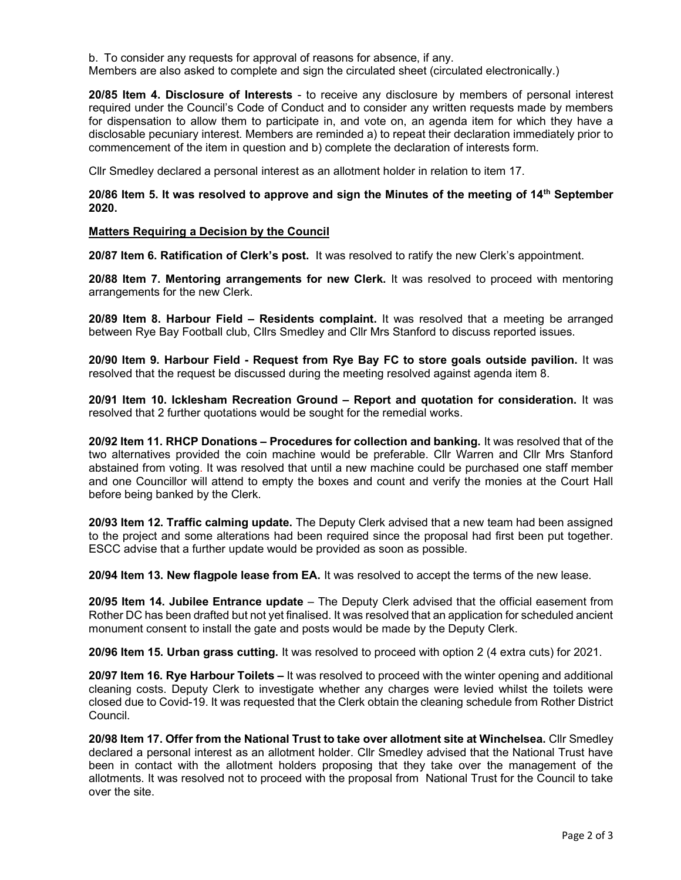b. To consider any requests for approval of reasons for absence, if any.
Members are also asked to complete and sign the circulated sheet (circulated electronically.)

**20/85 Item 4. Disclosure of Interests** - to receive any disclosure by members of personal interest required under the Council's Code of Conduct and to consider any written requests made by members for dispensation to allow them to participate in, and vote on, an agenda item for which they have a disclosable pecuniary interest. Members are reminded a) to repeat their declaration immediately prior to commencement of the item in question and b) complete the declaration of interests form.

Cllr Smedley declared a personal interest as an allotment holder in relation to item 17.

**20/86 Item 5. It was resolved to approve and sign the Minutes of the meeting of 14th September 2020.**

**Matters Requiring a Decision by the Council**

**20/87 Item 6. Ratification of Clerk's post.** It was resolved to ratify the new Clerk's appointment.

**20/88 Item 7. Mentoring arrangements for new Clerk.** It was resolved to proceed with mentoring arrangements for the new Clerk.

**20/89 Item 8. Harbour Field – Residents complaint.** It was resolved that a meeting be arranged between Rye Bay Football club, Cllrs Smedley and Cllr Mrs Stanford to discuss reported issues.

**20/90 Item 9. Harbour Field - Request from Rye Bay FC to store goals outside pavilion.** It was resolved that the request be discussed during the meeting resolved against agenda item 8.

**20/91 Item 10. Icklesham Recreation Ground – Report and quotation for consideration.** It was resolved that 2 further quotations would be sought for the remedial works.

**20/92 Item 11. RHCP Donations – Procedures for collection and banking.** It was resolved that of the two alternatives provided the coin machine would be preferable. Cllr Warren and Cllr Mrs Stanford abstained from voting. It was resolved that until a new machine could be purchased one staff member and one Councillor will attend to empty the boxes and count and verify the monies at the Court Hall before being banked by the Clerk.

**20/93 Item 12. Traffic calming update.** The Deputy Clerk advised that a new team had been assigned to the project and some alterations had been required since the proposal had first been put together. ESCC advise that a further update would be provided as soon as possible.

**20/94 Item 13. New flagpole lease from EA.** It was resolved to accept the terms of the new lease.

**20/95 Item 14. Jubilee Entrance update** – The Deputy Clerk advised that the official easement from Rother DC has been drafted but not yet finalised. It was resolved that an application for scheduled ancient monument consent to install the gate and posts would be made by the Deputy Clerk.

**20/96 Item 15. Urban grass cutting.** It was resolved to proceed with option 2 (4 extra cuts) for 2021.

**20/97 Item 16. Rye Harbour Toilets –** It was resolved to proceed with the winter opening and additional cleaning costs. Deputy Clerk to investigate whether any charges were levied whilst the toilets were closed due to Covid-19. It was requested that the Clerk obtain the cleaning schedule from Rother District Council.

**20/98 Item 17. Offer from the National Trust to take over allotment site at Winchelsea.** Cllr Smedley declared a personal interest as an allotment holder. Cllr Smedley advised that the National Trust have been in contact with the allotment holders proposing that they take over the management of the allotments. It was resolved not to proceed with the proposal from National Trust for the Council to take over the site.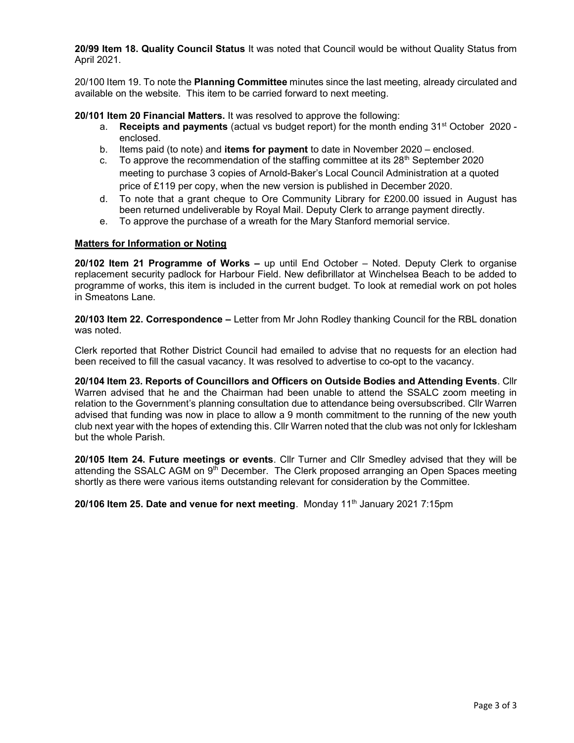**20/99 Item 18. Quality Council Status** It was noted that Council would be without Quality Status from April 2021.

20/100 Item 19. To note the **Planning Committee** minutes since the last meeting, already circulated and available on the website. This item to be carried forward to next meeting.

**20/101 Item 20 Financial Matters.** It was resolved to approve the following:

a. **Receipts and payments** (actual vs budget report) for the month ending 31st October 2020 - enclosed.
b. Items paid (to note) and **items for payment** to date in November 2020 – enclosed.
c. To approve the recommendation of the staffing committee at its 28th September 2020 meeting to purchase 3 copies of Arnold-Baker's Local Council Administration at a quoted price of £119 per copy, when the new version is published in December 2020.
d. To note that a grant cheque to Ore Community Library for £200.00 issued in August has been returned undeliverable by Royal Mail. Deputy Clerk to arrange payment directly.
e. To approve the purchase of a wreath for the Mary Stanford memorial service.

**Matters for Information or Noting**

**20/102 Item 21 Programme of Works –** up until End October – Noted. Deputy Clerk to organise replacement security padlock for Harbour Field. New defibrillator at Winchelsea Beach to be added to programme of works, this item is included in the current budget. To look at remedial work on pot holes in Smeatons Lane.

**20/103 Item 22. Correspondence –** Letter from Mr John Rodley thanking Council for the RBL donation was noted.

Clerk reported that Rother District Council had emailed to advise that no requests for an election had been received to fill the casual vacancy. It was resolved to advertise to co-opt to the vacancy.

**20/104 Item 23. Reports of Councillors and Officers on Outside Bodies and Attending Events**. Cllr Warren advised that he and the Chairman had been unable to attend the SSALC zoom meeting in relation to the Government's planning consultation due to attendance being oversubscribed. Cllr Warren advised that funding was now in place to allow a 9 month commitment to the running of the new youth club next year with the hopes of extending this. Cllr Warren noted that the club was not only for Icklesham but the whole Parish.

**20/105 Item 24. Future meetings or events**. Cllr Turner and Cllr Smedley advised that they will be attending the SSALC AGM on 9th December. The Clerk proposed arranging an Open Spaces meeting shortly as there were various items outstanding relevant for consideration by the Committee.

**20/106 Item 25. Date and venue for next meeting**. Monday 11th January 2021 7:15pm